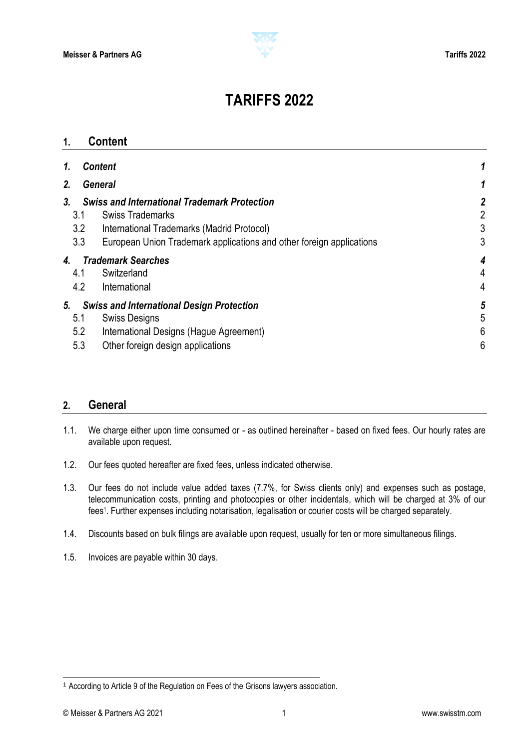# TARIFFS 2022

## 1. Content

| | | |
|---|---|---|
| ***1.*** | ***Content*** | ***1*** |
| ***2.*** | ***General*** | ***1*** |
| ***3.*** | ***Swiss and International Trademark Protection*** | ***2*** |
| 3.1 | Swiss Trademarks | 2 |
| 3.2 | International Trademarks (Madrid Protocol) | 3 |
| 3.3 | European Union Trademark applications and other foreign applications | 3 |
| ***4.*** | ***Trademark Searches*** | ***4*** |
| 4.1 | Switzerland | 4 |
| 4.2 | International | 4 |
| ***5.*** | ***Swiss and International Design Protection*** | ***5*** |
| 5.1 | Swiss Designs | 5 |
| 5.2 | International Designs (Hague Agreement) | 6 |
| 5.3 | Other foreign design applications | 6 |

## 2. General

1.1. We charge either upon time consumed or - as outlined hereinafter - based on fixed fees. Our hourly rates are available upon request.

1.2. Our fees quoted hereafter are fixed fees, unless indicated otherwise.

1.3. Our fees do not include value added taxes (7.7%, for Swiss clients only) and expenses such as postage, telecommunication costs, printing and photocopies or other incidentals, which will be charged at 3% of our fees[1]. Further expenses including notarisation, legalisation or courier costs will be charged separately.

1.4. Discounts based on bulk filings are available upon request, usually for ten or more simultaneous filings.

1.5. Invoices are payable within 30 days.

---

[1] According to Article 9 of the Regulation on Fees of the Grisons lawyers association.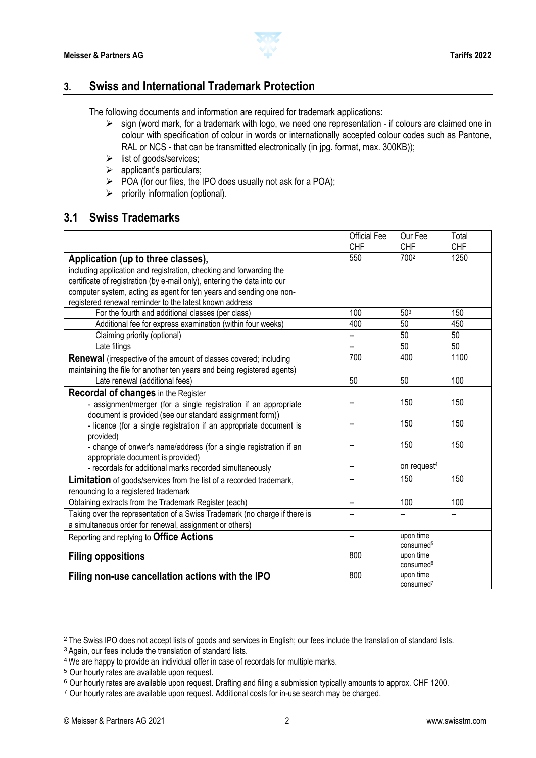## 3. Swiss and International Trademark Protection

The following documents and information are required for trademark applications:

- sign (word mark, for a trademark with logo, we need one representation - if colours are claimed one in colour with specification of colour in words or internationally accepted colour codes such as Pantone, RAL or NCS - that can be transmitted electronically (in jpg. format, max. 300KB));
- list of goods/services;
- applicant's particulars;
- POA (for our files, the IPO does usually not ask for a POA);
- priority information (optional).

## 3.1 Swiss Trademarks

| | Official Fee CHF | Our Fee CHF | Total CHF |
|---|---|---|---|
| **Application (up to three classes),** including application and registration, checking and forwarding the certificate of registration (by e-mail only), entering the data into our computer system, acting as agent for ten years and sending one non-registered renewal reminder to the latest known address | 550 | 700[2] | 1250 |
| For the fourth and additional classes (per class) | 100 | 50[3] | 150 |
| Additional fee for express examination (within four weeks) | 400 | 50 | 450 |
| Claiming priority (optional) | -- | 50 | 50 |
| Late filings | -- | 50 | 50 |
| **Renewal** (irrespective of the amount of classes covered; including maintaining the file for another ten years and being registered agents) | 700 | 400 | 1100 |
| Late renewal (additional fees) | 50 | 50 | 100 |
| **Recordal of changes** in the Register | | | |
| - assignment/merger (for a single registration if an appropriate document is provided (see our standard assignment form)) | -- | 150 | 150 |
| - licence (for a single registration if an appropriate document is provided) | -- | 150 | 150 |
| - change of onwer's name/address (for a single registration if an appropriate document is provided) | -- | 150 | 150 |
| - recordals for additional marks recorded simultaneously | -- | on request[4] | |
| **Limitation** of goods/services from the list of a recorded trademark, renouncing to a registered trademark | -- | 150 | 150 |
| Obtaining extracts from the Trademark Register (each) | -- | 100 | 100 |
| Taking over the representation of a Swiss Trademark (no charge if there is a simultaneous order for renewal, assignment or others) | -- | -- | -- |
| Reporting and replying to **Office Actions** | -- | upon time consumed[5] | |
| **Filing oppositions** | 800 | upon time consumed[6] | |
| **Filing non-use cancellation actions with the IPO** | 800 | upon time consumed[7] | |

[2] The Swiss IPO does not accept lists of goods and services in English; our fees include the translation of standard lists.

[3] Again, our fees include the translation of standard lists.

[4] We are happy to provide an individual offer in case of recordals for multiple marks.

[5] Our hourly rates are available upon request.

[6] Our hourly rates are available upon request. Drafting and filing a submission typically amounts to approx. CHF 1200.

[7] Our hourly rates are available upon request. Additional costs for in-use search may be charged.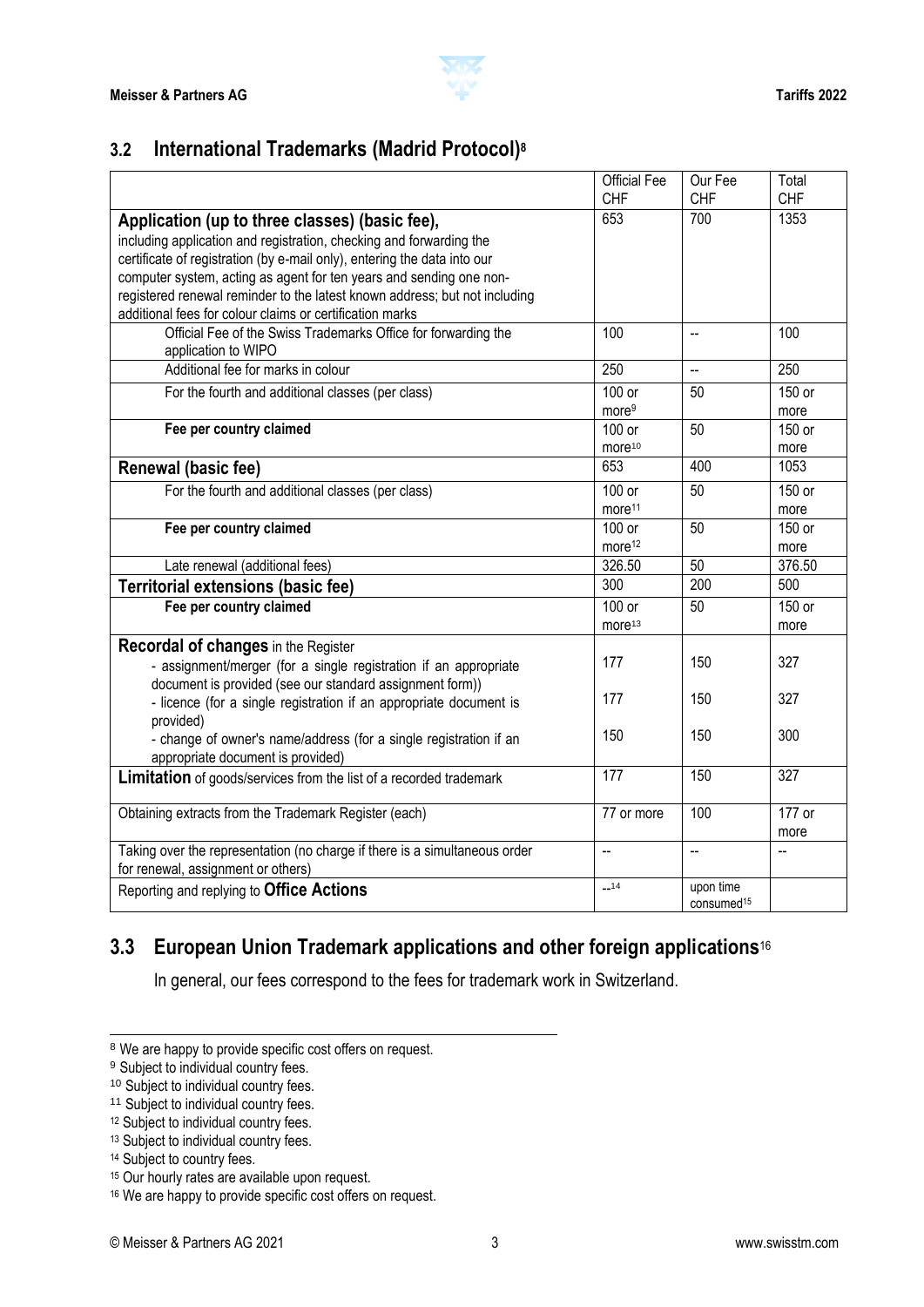## 3.2 International Trademarks (Madrid Protocol)[8]

| | Official Fee CHF | Our Fee CHF | Total CHF |
|---|---|---|---|
| **Application (up to three classes) (basic fee),** including application and registration, checking and forwarding the certificate of registration (by e-mail only), entering the data into our computer system, acting as agent for ten years and sending one non-registered renewal reminder to the latest known address; but not including additional fees for colour claims or certification marks | 653 | 700 | 1353 |
| Official Fee of the Swiss Trademarks Office for forwarding the application to WIPO | 100 | -- | 100 |
| Additional fee for marks in colour | 250 | -- | 250 |
| For the fourth and additional classes (per class) | 100 or more[9] | 50 | 150 or more |
| **Fee per country claimed** | 100 or more[10] | 50 | 150 or more |
| **Renewal (basic fee)** | 653 | 400 | 1053 |
| For the fourth and additional classes (per class) | 100 or more[11] | 50 | 150 or more |
| **Fee per country claimed** | 100 or more[12] | 50 | 150 or more |
| Late renewal (additional fees) | 326.50 | 50 | 376.50 |
| **Territorial extensions (basic fee)** | 300 | 200 | 500 |
| **Fee per country claimed** | 100 or more[13] | 50 | 150 or more |
| **Recordal of changes** in the Register | | | |
| - assignment/merger (for a single registration if an appropriate document is provided (see our standard assignment form)) | 177 | 150 | 327 |
| - licence (for a single registration if an appropriate document is provided) | 177 | 150 | 327 |
| - change of owner's name/address (for a single registration if an appropriate document is provided) | 150 | 150 | 300 |
| **Limitation** of goods/services from the list of a recorded trademark | 177 | 150 | 327 |
| Obtaining extracts from the Trademark Register (each) | 77 or more | 100 | 177 or more |
| Taking over the representation (no charge if there is a simultaneous order for renewal, assignment or others) | -- | -- | -- |
| Reporting and replying to **Office Actions** | --[14] | upon time consumed[15] | |

## 3.3 European Union Trademark applications and other foreign applications[16]

In general, our fees correspond to the fees for trademark work in Switzerland.

---

[8] We are happy to provide specific cost offers on request.

[9] Subject to individual country fees.

[10] Subject to individual country fees.

[11] Subject to individual country fees.

[12] Subject to individual country fees.

[13] Subject to individual country fees.

[14] Subject to country fees.

[15] Our hourly rates are available upon request.

[16] We are happy to provide specific cost offers on request.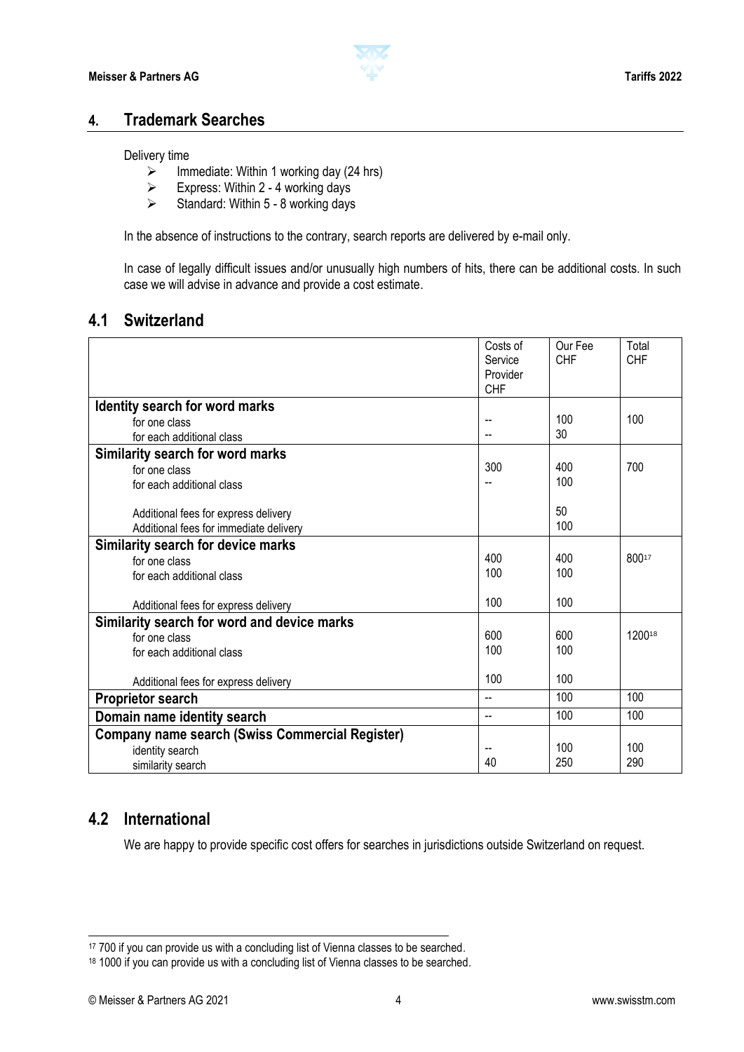## 4. Trademark Searches

Delivery time

- Immediate: Within 1 working day (24 hrs)
- Express: Within 2 - 4 working days
- Standard: Within 5 - 8 working days

In the absence of instructions to the contrary, search reports are delivered by e-mail only.

In case of legally difficult issues and/or unusually high numbers of hits, there can be additional costs. In such case we will advise in advance and provide a cost estimate.

### 4.1 Switzerland

| | Costs of Service Provider CHF | Our Fee CHF | Total CHF |
|---|---|---|---|
| **Identity search for word marks** | | | |
| for one class | -- | 100 | 100 |
| for each additional class | -- | 30 | |
| **Similarity search for word marks** | | | |
| for one class | 300 | 400 | 700 |
| for each additional class | -- | 100 | |
| Additional fees for express delivery | | 50 | |
| Additional fees for immediate delivery | | 100 | |
| **Similarity search for device marks** | | | |
| for one class | 400 | 400 | 800[17] |
| for each additional class | 100 | 100 | |
| Additional fees for express delivery | 100 | 100 | |
| **Similarity search for word and device marks** | | | |
| for one class | 600 | 600 | 1200[18] |
| for each additional class | 100 | 100 | |
| Additional fees for express delivery | 100 | 100 | |
| **Proprietor search** | -- | 100 | 100 |
| **Domain name identity search** | -- | 100 | 100 |
| **Company name search (Swiss Commercial Register)** | | | |
| identity search | -- | 100 | 100 |
| similarity search | 40 | 250 | 290 |

### 4.2 International

We are happy to provide specific cost offers for searches in jurisdictions outside Switzerland on request.

[17] 700 if you can provide us with a concluding list of Vienna classes to be searched.

[18] 1000 if you can provide us with a concluding list of Vienna classes to be searched.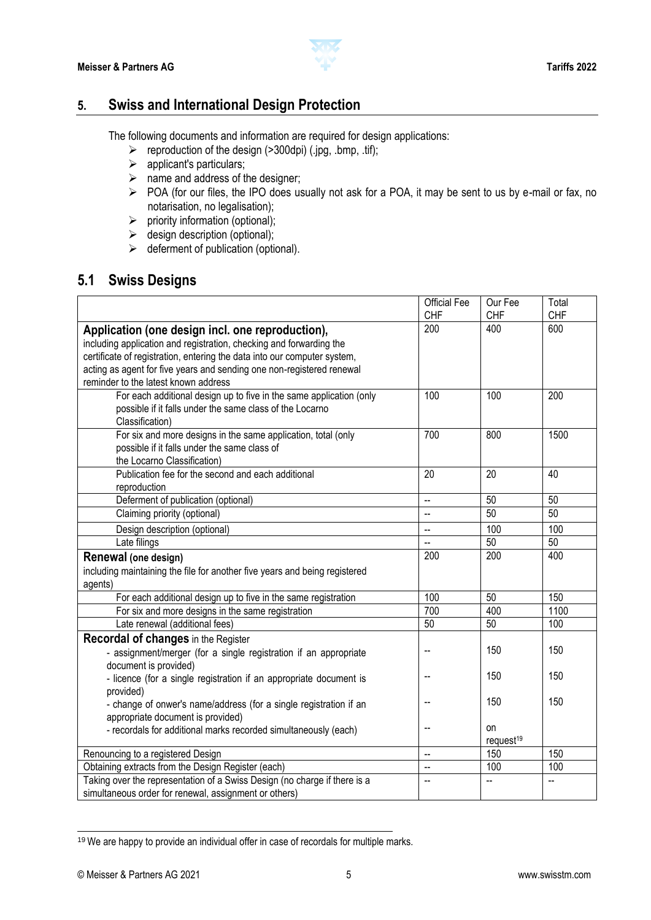## 5. Swiss and International Design Protection

The following documents and information are required for design applications:

- reproduction of the design (>300dpi) (.jpg, .bmp, .tif);
- applicant's particulars;
- name and address of the designer;
- POA (for our files, the IPO does usually not ask for a POA, it may be sent to us by e-mail or fax, no notarisation, no legalisation);
- priority information (optional);
- design description (optional);
- deferment of publication (optional).

## 5.1 Swiss Designs

| | Official Fee CHF | Our Fee CHF | Total CHF |
|---|---|---|---|
| **Application (one design incl. one reproduction),** including application and registration, checking and forwarding the certificate of registration, entering the data into our computer system, acting as agent for five years and sending one non-registered renewal reminder to the latest known address | 200 | 400 | 600 |
| For each additional design up to five in the same application (only possible if it falls under the same class of the Locarno Classification) | 100 | 100 | 200 |
| For six and more designs in the same application, total (only possible if it falls under the same class of the Locarno Classification) | 700 | 800 | 1500 |
| Publication fee for the second and each additional reproduction | 20 | 20 | 40 |
| Deferment of publication (optional) | -- | 50 | 50 |
| Claiming priority (optional) | -- | 50 | 50 |
| Design description (optional) | -- | 100 | 100 |
| Late filings | -- | 50 | 50 |
| **Renewal (one design)** including maintaining the file for another five years and being registered agents) | 200 | 200 | 400 |
| For each additional design up to five in the same registration | 100 | 50 | 150 |
| For six and more designs in the same registration | 700 | 400 | 1100 |
| Late renewal (additional fees) | 50 | 50 | 100 |
| **Recordal of changes** in the Register | | | |
| - assignment/merger (for a single registration if an appropriate document is provided) | -- | 150 | 150 |
| - licence (for a single registration if an appropriate document is provided) | -- | 150 | 150 |
| - change of onwer's name/address (for a single registration if an appropriate document is provided) | -- | 150 | 150 |
| - recordals for additional marks recorded simultaneously (each) | -- | on request[19] | |
| Renouncing to a registered Design | -- | 150 | 150 |
| Obtaining extracts from the Design Register (each) | -- | 100 | 100 |
| Taking over the representation of a Swiss Design (no charge if there is a simultaneous order for renewal, assignment or others) | -- | -- | -- |

[19] We are happy to provide an individual offer in case of recordals for multiple marks.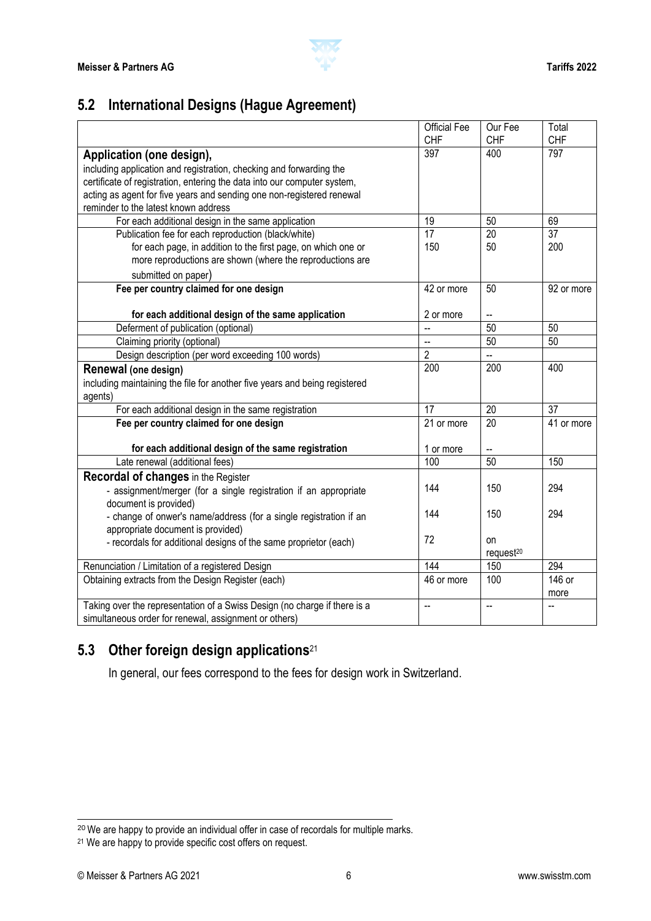## 5.2 International Designs (Hague Agreement)

| | Official Fee CHF | Our Fee CHF | Total CHF |
|---|---|---|---|
| **Application (one design),** including application and registration, checking and forwarding the certificate of registration, entering the data into our computer system, acting as agent for five years and sending one non-registered renewal reminder to the latest known address | 397 | 400 | 797 |
| For each additional design in the same application | 19 | 50 | 69 |
| Publication fee for each reproduction (black/white) | 17 | 20 | 37 |
| for each page, in addition to the first page, on which one or more reproductions are shown (where the reproductions are submitted on paper) | 150 | 50 | 200 |
| **Fee per country claimed for one design** | 42 or more | 50 | 92 or more |
| **for each additional design of the same application** | 2 or more | -- | |
| Deferment of publication (optional) | -- | 50 | 50 |
| Claiming priority (optional) | -- | 50 | 50 |
| Design description (per word exceeding 100 words) | 2 | -- | |
| **Renewal (one design)** including maintaining the file for another five years and being registered agents) | 200 | 200 | 400 |
| For each additional design in the same registration | 17 | 20 | 37 |
| **Fee per country claimed for one design** | 21 or more | 20 | 41 or more |
| **for each additional design of the same registration** | 1 or more | -- | |
| Late renewal (additional fees) | 100 | 50 | 150 |
| **Recordal of changes** in the Register | | | |
| - assignment/merger (for a single registration if an appropriate document is provided) | 144 | 150 | 294 |
| - change of onwer's name/address (for a single registration if an appropriate document is provided) | 144 | 150 | 294 |
| - recordals for additional designs of the same proprietor (each) | 72 | on request[20] | |
| Renunciation / Limitation of a registered Design | 144 | 150 | 294 |
| Obtaining extracts from the Design Register (each) | 46 or more | 100 | 146 or more |
| Taking over the representation of a Swiss Design (no charge if there is a simultaneous order for renewal, assignment or others) | -- | -- | -- |

## 5.3 Other foreign design applications[21]

In general, our fees correspond to the fees for design work in Switzerland.

[20] We are happy to provide an individual offer in case of recordals for multiple marks.

[21] We are happy to provide specific cost offers on request.